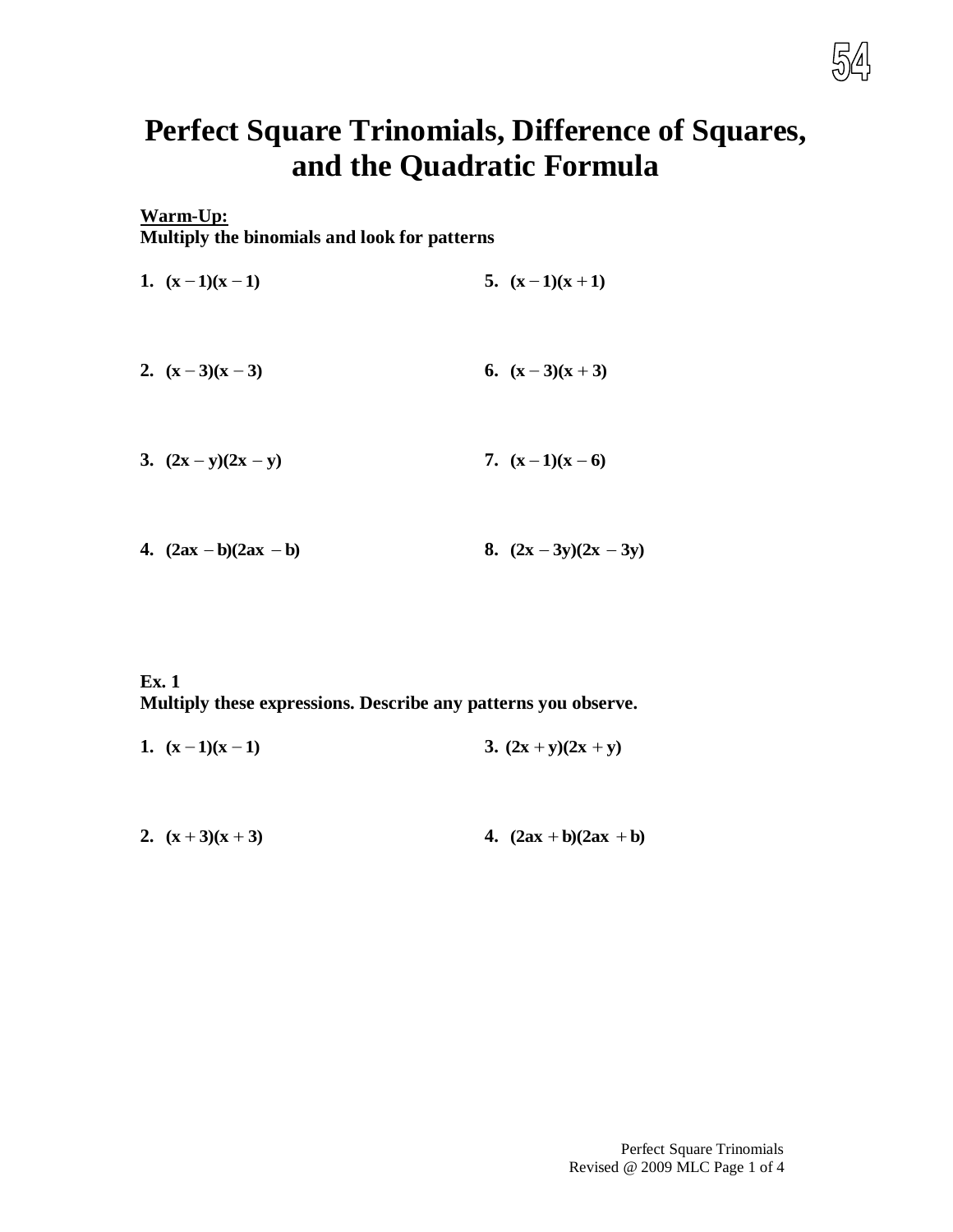# Perfect Square Trinomials, Difference of Squares, and the Quadratic Formula

**Warm-Up:**
**Multiply the binomials and look for patterns**

**1.** $(x-1)(x-1)$

**2.** $(x-3)(x-3)$

**3.** $(2x-y)(2x-y)$

**4.** $(2ax-b)(2ax-b)$

**5.** $(x-1)(x+1)$

**6.** $(x-3)(x+3)$

**7.** $(x-1)(x-6)$

**8.** $(2x-3y)(2x-3y)$

**Ex. 1**
**Multiply these expressions. Describe any patterns you observe.**

**1.** $(x-1)(x-1)$

**2.** $(x+3)(x+3)$

**3.** $(2x+y)(2x+y)$

**4.** $(2ax+b)(2ax+b)$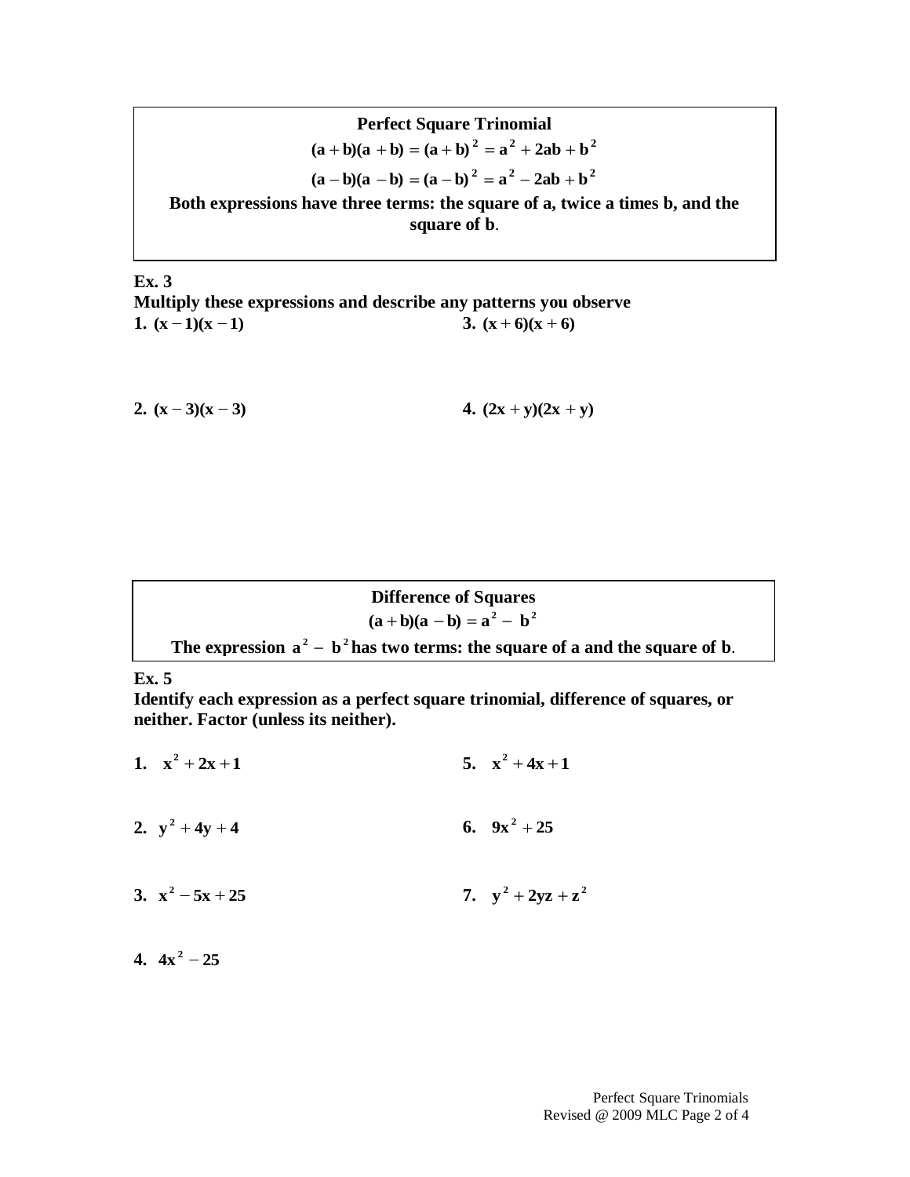**Perfect Square Trinomial**

$$(a + b)(a + b) = (a + b)^2 = a^2 + 2ab + b^2$$

$$(a - b)(a - b) = (a - b)^2 = a^2 - 2ab + b^2$$

**Both expressions have three terms: the square of a, twice a times b, and the square of b.**

**Ex. 3**

**Multiply these expressions and describe any patterns you observe**

1. $(x - 1)(x - 1)$

2. $(x - 3)(x - 3)$

3. $(x + 6)(x + 6)$

4. $(2x + y)(2x + y)$

**Difference of Squares**

$$(a + b)(a - b) = a^2 - b^2$$

**The expression $a^2 - b^2$ has two terms: the square of a and the square of b.**

**Ex. 5**

**Identify each expression as a perfect square trinomial, difference of squares, or neither. Factor (unless its neither).**

1. $x^2 + 2x + 1$

2. $y^2 + 4y + 4$

3. $x^2 - 5x + 25$

4. $4x^2 - 25$

5. $x^2 + 4x + 1$

6. $9x^2 + 25$

7. $y^2 + 2yz + z^2$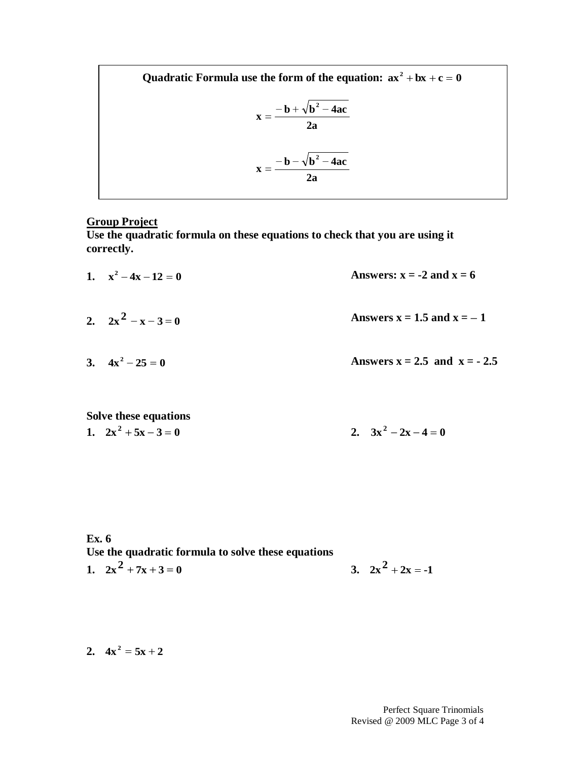**Quadratic Formula use the form of the equation: $ax^2 + bx + c = 0$**

$$x = \frac{-b + \sqrt{b^2 - 4ac}}{2a}$$

$$x = \frac{-b - \sqrt{b^2 - 4ac}}{2a}$$

## Group Project

**Use the quadratic formula on these equations to check that you are using it correctly.**

1. $x^2 - 4x - 12 = 0$ — **Answers: $x = -2$ and $x = 6$**

2. $2x^2 - x - 3 = 0$ — **Answers $x = 1.5$ and $x = -1$**

3. $4x^2 - 25 = 0$ — **Answers $x = 2.5$ and $x = -2.5$**

**Solve these equations**

1. $2x^2 + 5x - 3 = 0$

2. $3x^2 - 2x - 4 = 0$

**Ex. 6**

**Use the quadratic formula to solve these equations**

1. $2x^2 + 7x + 3 = 0$

2. $4x^2 = 5x + 2$

3. $2x^2 + 2x = -1$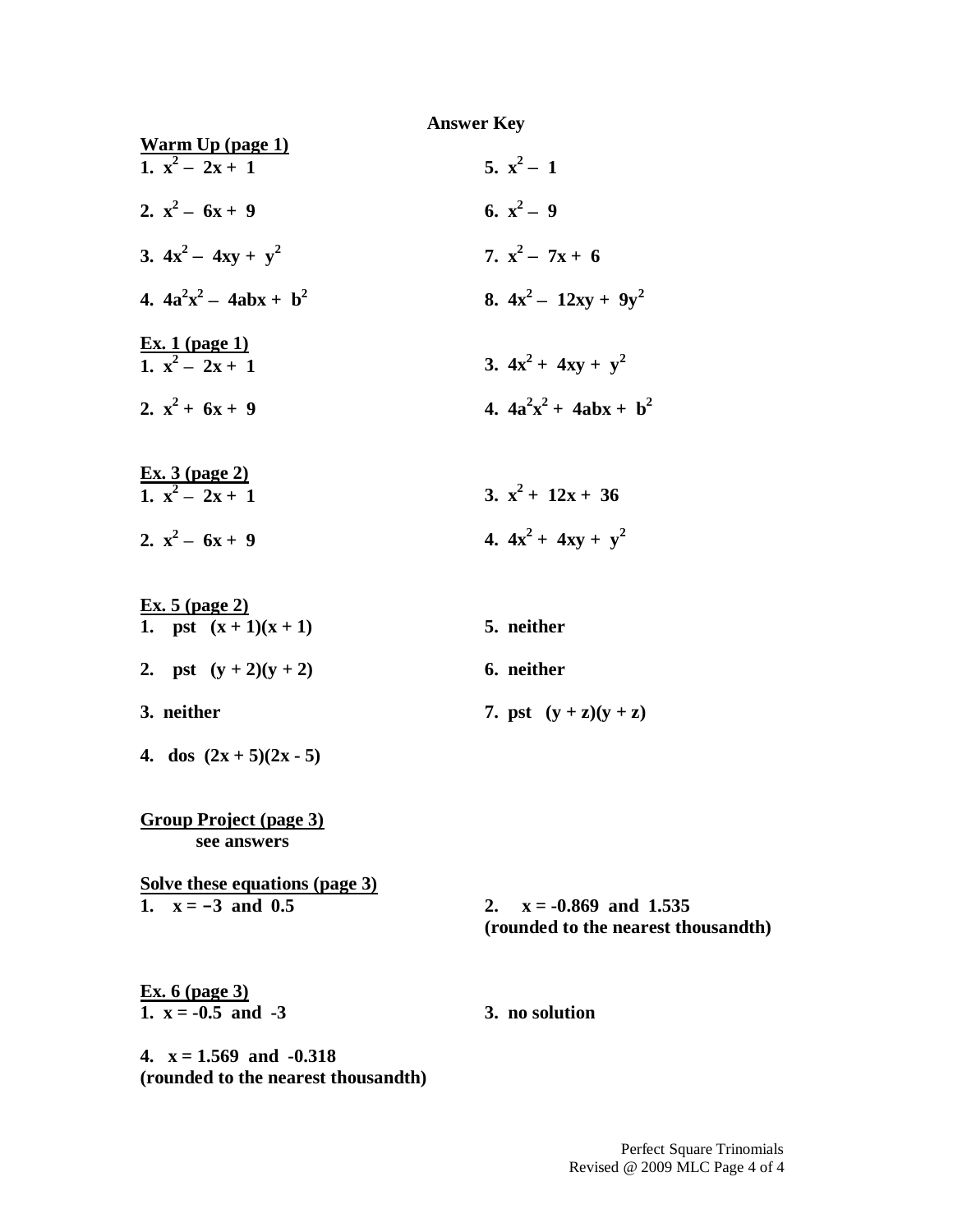**Answer Key**

**Warm Up (page 1)**

1. $x^2 - 2x + 1$
2. $x^2 - 6x + 9$
3. $4x^2 - 4xy + y^2$
4. $4a^2x^2 - 4abx + b^2$
5. $x^2 - 1$
6. $x^2 - 9$
7. $x^2 - 7x + 6$
8. $4x^2 - 12xy + 9y^2$

**Ex. 1 (page 1)**

1. $x^2 - 2x + 1$
2. $x^2 + 6x + 9$
3. $4x^2 + 4xy + y^2$
4. $4a^2x^2 + 4abx + b^2$

**Ex. 3 (page 2)**

1. $x^2 - 2x + 1$
2. $x^2 - 6x + 9$
3. $x^2 + 12x + 36$
4. $4x^2 + 4xy + y^2$

**Ex. 5 (page 2)**

1. pst $(x + 1)(x + 1)$
2. pst $(y + 2)(y + 2)$
3. neither
4. dos $(2x + 5)(2x - 5)$
5. neither
6. neither
7. pst $(y + z)(y + z)$

**Group Project (page 3)**

see answers

**Solve these equations (page 3)**

1. $x = -3$ and $0.5$
2. $x = -0.869$ and $1.535$ (rounded to the nearest thousandth)

**Ex. 6 (page 3)**

1. $x = -0.5$ and $-3$

3. no solution

4. $x = 1.569$ and $-0.318$ (rounded to the nearest thousandth)